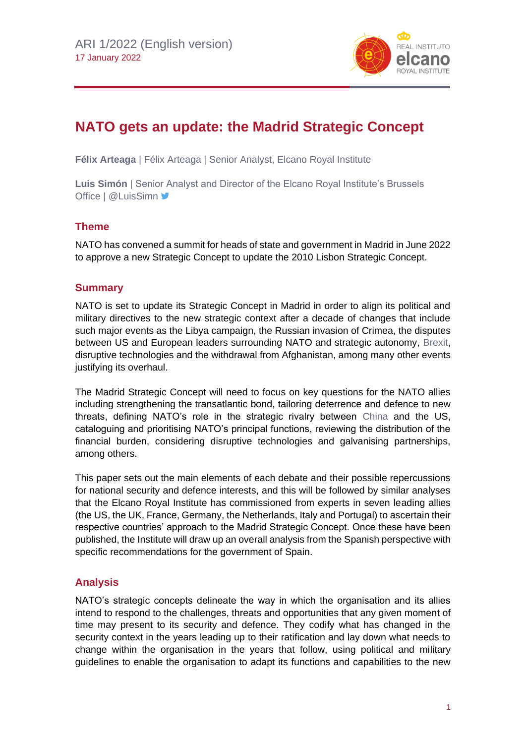ARI 1/2022 (English version)
17 January 2022

# NATO gets an update: the Madrid Strategic Concept

**Félix Arteaga** | Félix Arteaga | Senior Analyst, Elcano Royal Institute

**Luis Simón** | Senior Analyst and Director of the Elcano Royal Institute's Brussels Office | @LuisSimn

## Theme

NATO has convened a summit for heads of state and government in Madrid in June 2022 to approve a new Strategic Concept to update the 2010 Lisbon Strategic Concept.

## Summary

NATO is set to update its Strategic Concept in Madrid in order to align its political and military directives to the new strategic context after a decade of changes that include such major events as the Libya campaign, the Russian invasion of Crimea, the disputes between US and European leaders surrounding NATO and strategic autonomy, Brexit, disruptive technologies and the withdrawal from Afghanistan, among many other events justifying its overhaul.

The Madrid Strategic Concept will need to focus on key questions for the NATO allies including strengthening the transatlantic bond, tailoring deterrence and defence to new threats, defining NATO's role in the strategic rivalry between China and the US, cataloguing and prioritising NATO's principal functions, reviewing the distribution of the financial burden, considering disruptive technologies and galvanising partnerships, among others.

This paper sets out the main elements of each debate and their possible repercussions for national security and defence interests, and this will be followed by similar analyses that the Elcano Royal Institute has commissioned from experts in seven leading allies (the US, the UK, France, Germany, the Netherlands, Italy and Portugal) to ascertain their respective countries' approach to the Madrid Strategic Concept. Once these have been published, the Institute will draw up an overall analysis from the Spanish perspective with specific recommendations for the government of Spain.

## Analysis

NATO's strategic concepts delineate the way in which the organisation and its allies intend to respond to the challenges, threats and opportunities that any given moment of time may present to its security and defence. They codify what has changed in the security context in the years leading up to their ratification and lay down what needs to change within the organisation in the years that follow, using political and military guidelines to enable the organisation to adapt its functions and capabilities to the new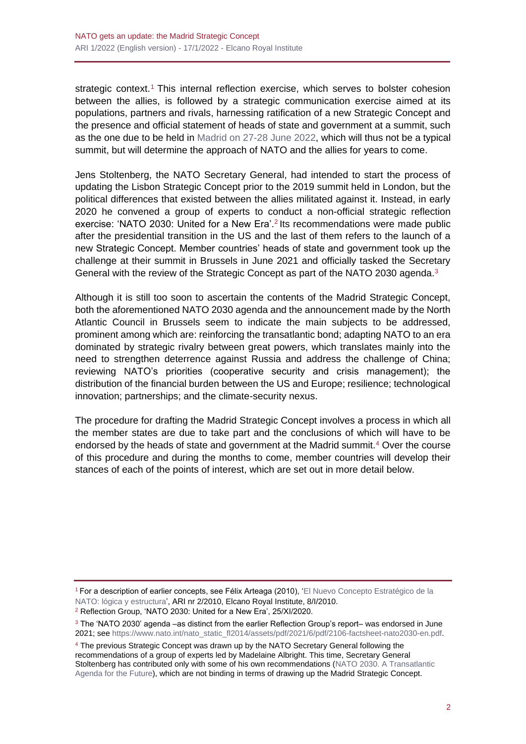strategic context.[1] This internal reflection exercise, which serves to bolster cohesion between the allies, is followed by a strategic communication exercise aimed at its populations, partners and rivals, harnessing ratification of a new Strategic Concept and the presence and official statement of heads of state and government at a summit, such as the one due to be held in Madrid on 27-28 June 2022, which will thus not be a typical summit, but will determine the approach of NATO and the allies for years to come.

Jens Stoltenberg, the NATO Secretary General, had intended to start the process of updating the Lisbon Strategic Concept prior to the 2019 summit held in London, but the political differences that existed between the allies militated against it. Instead, in early 2020 he convened a group of experts to conduct a non-official strategic reflection exercise: 'NATO 2030: United for a New Era'.[2] Its recommendations were made public after the presidential transition in the US and the last of them refers to the launch of a new Strategic Concept. Member countries' heads of state and government took up the challenge at their summit in Brussels in June 2021 and officially tasked the Secretary General with the review of the Strategic Concept as part of the NATO 2030 agenda.[3]

Although it is still too soon to ascertain the contents of the Madrid Strategic Concept, both the aforementioned NATO 2030 agenda and the announcement made by the North Atlantic Council in Brussels seem to indicate the main subjects to be addressed, prominent among which are: reinforcing the transatlantic bond; adapting NATO to an era dominated by strategic rivalry between great powers, which translates mainly into the need to strengthen deterrence against Russia and address the challenge of China; reviewing NATO's priorities (cooperative security and crisis management); the distribution of the financial burden between the US and Europe; resilience; technological innovation; partnerships; and the climate-security nexus.

The procedure for drafting the Madrid Strategic Concept involves a process in which all the member states are due to take part and the conclusions of which will have to be endorsed by the heads of state and government at the Madrid summit.[4] Over the course of this procedure and during the months to come, member countries will develop their stances of each of the points of interest, which are set out in more detail below.

---

[1] For a description of earlier concepts, see Félix Arteaga (2010), 'El Nuevo Concepto Estratégico de la NATO: lógica y estructura', ARI nr 2/2010, Elcano Royal Institute, 8/I/2010.

[2] Reflection Group, 'NATO 2030: United for a New Era', 25/XI/2020.

[3] The 'NATO 2030' agenda –as distinct from the earlier Reflection Group's report– was endorsed in June 2021; see https://www.nato.int/nato_static_fl2014/assets/pdf/2021/6/pdf/2106-factsheet-nato2030-en.pdf.

[4] The previous Strategic Concept was drawn up by the NATO Secretary General following the recommendations of a group of experts led by Madelaine Albright. This time, Secretary General Stoltenberg has contributed only with some of his own recommendations (NATO 2030. A Transatlantic Agenda for the Future), which are not binding in terms of drawing up the Madrid Strategic Concept.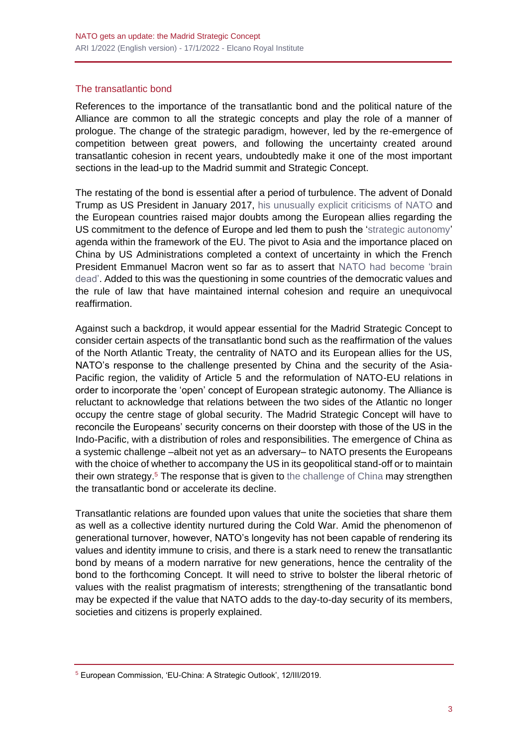## The transatlantic bond

References to the importance of the transatlantic bond and the political nature of the Alliance are common to all the strategic concepts and play the role of a manner of prologue. The change of the strategic paradigm, however, led by the re-emergence of competition between great powers, and following the uncertainty created around transatlantic cohesion in recent years, undoubtedly make it one of the most important sections in the lead-up to the Madrid summit and Strategic Concept.

The restating of the bond is essential after a period of turbulence. The advent of Donald Trump as US President in January 2017, his unusually explicit criticisms of NATO and the European countries raised major doubts among the European allies regarding the US commitment to the defence of Europe and led them to push the 'strategic autonomy' agenda within the framework of the EU. The pivot to Asia and the importance placed on China by US Administrations completed a context of uncertainty in which the French President Emmanuel Macron went so far as to assert that NATO had become 'brain dead'. Added to this was the questioning in some countries of the democratic values and the rule of law that have maintained internal cohesion and require an unequivocal reaffirmation.

Against such a backdrop, it would appear essential for the Madrid Strategic Concept to consider certain aspects of the transatlantic bond such as the reaffirmation of the values of the North Atlantic Treaty, the centrality of NATO and its European allies for the US, NATO's response to the challenge presented by China and the security of the Asia-Pacific region, the validity of Article 5 and the reformulation of NATO-EU relations in order to incorporate the 'open' concept of European strategic autonomy. The Alliance is reluctant to acknowledge that relations between the two sides of the Atlantic no longer occupy the centre stage of global security. The Madrid Strategic Concept will have to reconcile the Europeans' security concerns on their doorstep with those of the US in the Indo-Pacific, with a distribution of roles and responsibilities. The emergence of China as a systemic challenge –albeit not yet as an adversary– to NATO presents the Europeans with the choice of whether to accompany the US in its geopolitical stand-off or to maintain their own strategy.[5] The response that is given to the challenge of China may strengthen the transatlantic bond or accelerate its decline.

Transatlantic relations are founded upon values that unite the societies that share them as well as a collective identity nurtured during the Cold War. Amid the phenomenon of generational turnover, however, NATO's longevity has not been capable of rendering its values and identity immune to crisis, and there is a stark need to renew the transatlantic bond by means of a modern narrative for new generations, hence the centrality of the bond to the forthcoming Concept. It will need to strive to bolster the liberal rhetoric of values with the realist pragmatism of interests; strengthening of the transatlantic bond may be expected if the value that NATO adds to the day-to-day security of its members, societies and citizens is properly explained.

[5] European Commission, 'EU-China: A Strategic Outlook', 12/III/2019.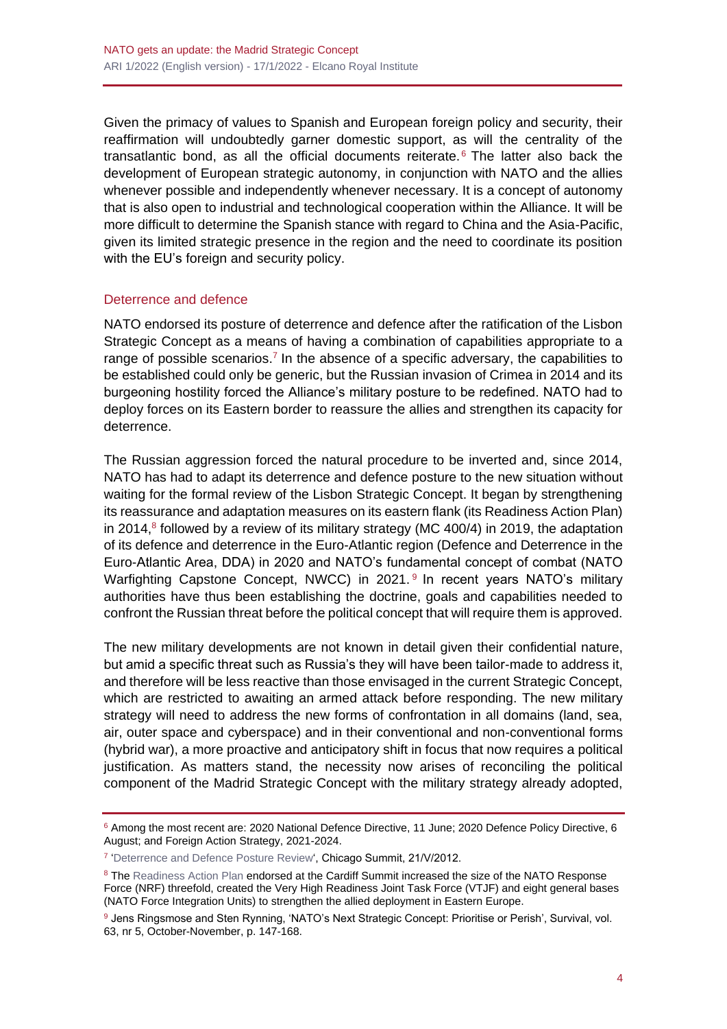Given the primacy of values to Spanish and European foreign policy and security, their reaffirmation will undoubtedly garner domestic support, as will the centrality of the transatlantic bond, as all the official documents reiterate.[6] The latter also back the development of European strategic autonomy, in conjunction with NATO and the allies whenever possible and independently whenever necessary. It is a concept of autonomy that is also open to industrial and technological cooperation within the Alliance. It will be more difficult to determine the Spanish stance with regard to China and the Asia-Pacific, given its limited strategic presence in the region and the need to coordinate its position with the EU's foreign and security policy.

## Deterrence and defence

NATO endorsed its posture of deterrence and defence after the ratification of the Lisbon Strategic Concept as a means of having a combination of capabilities appropriate to a range of possible scenarios.[7] In the absence of a specific adversary, the capabilities to be established could only be generic, but the Russian invasion of Crimea in 2014 and its burgeoning hostility forced the Alliance's military posture to be redefined. NATO had to deploy forces on its Eastern border to reassure the allies and strengthen its capacity for deterrence.

The Russian aggression forced the natural procedure to be inverted and, since 2014, NATO has had to adapt its deterrence and defence posture to the new situation without waiting for the formal review of the Lisbon Strategic Concept. It began by strengthening its reassurance and adaptation measures on its eastern flank (its Readiness Action Plan) in 2014,[8] followed by a review of its military strategy (MC 400/4) in 2019, the adaptation of its defence and deterrence in the Euro-Atlantic region (Defence and Deterrence in the Euro-Atlantic Area, DDA) in 2020 and NATO's fundamental concept of combat (NATO Warfighting Capstone Concept, NWCC) in 2021.[9] In recent years NATO's military authorities have thus been establishing the doctrine, goals and capabilities needed to confront the Russian threat before the political concept that will require them is approved.

The new military developments are not known in detail given their confidential nature, but amid a specific threat such as Russia's they will have been tailor-made to address it, and therefore will be less reactive than those envisaged in the current Strategic Concept, which are restricted to awaiting an armed attack before responding. The new military strategy will need to address the new forms of confrontation in all domains (land, sea, air, outer space and cyberspace) and in their conventional and non-conventional forms (hybrid war), a more proactive and anticipatory shift in focus that now requires a political justification. As matters stand, the necessity now arises of reconciling the political component of the Madrid Strategic Concept with the military strategy already adopted,

---

[6] Among the most recent are: 2020 National Defence Directive, 11 June; 2020 Defence Policy Directive, 6 August; and Foreign Action Strategy, 2021-2024.

[7] 'Deterrence and Defence Posture Review', Chicago Summit, 21/V/2012.

[8] The Readiness Action Plan endorsed at the Cardiff Summit increased the size of the NATO Response Force (NRF) threefold, created the Very High Readiness Joint Task Force (VTJF) and eight general bases (NATO Force Integration Units) to strengthen the allied deployment in Eastern Europe.

[9] Jens Ringsmose and Sten Rynning, 'NATO's Next Strategic Concept: Prioritise or Perish', Survival, vol. 63, nr 5, October-November, p. 147-168.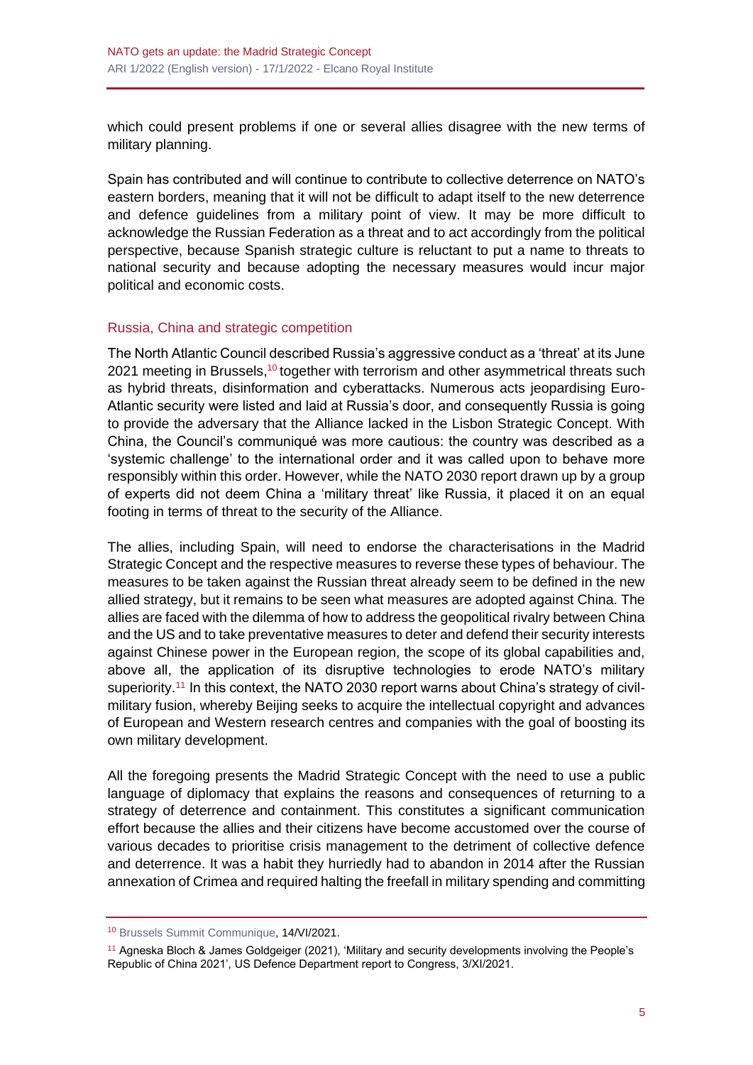which could present problems if one or several allies disagree with the new terms of military planning.

Spain has contributed and will continue to contribute to collective deterrence on NATO's eastern borders, meaning that it will not be difficult to adapt itself to the new deterrence and defence guidelines from a military point of view. It may be more difficult to acknowledge the Russian Federation as a threat and to act accordingly from the political perspective, because Spanish strategic culture is reluctant to put a name to threats to national security and because adopting the necessary measures would incur major political and economic costs.

## Russia, China and strategic competition

The North Atlantic Council described Russia's aggressive conduct as a 'threat' at its June 2021 meeting in Brussels,[10] together with terrorism and other asymmetrical threats such as hybrid threats, disinformation and cyberattacks. Numerous acts jeopardising Euro-Atlantic security were listed and laid at Russia's door, and consequently Russia is going to provide the adversary that the Alliance lacked in the Lisbon Strategic Concept. With China, the Council's communiqué was more cautious: the country was described as a 'systemic challenge' to the international order and it was called upon to behave more responsibly within this order. However, while the NATO 2030 report drawn up by a group of experts did not deem China a 'military threat' like Russia, it placed it on an equal footing in terms of threat to the security of the Alliance.

The allies, including Spain, will need to endorse the characterisations in the Madrid Strategic Concept and the respective measures to reverse these types of behaviour. The measures to be taken against the Russian threat already seem to be defined in the new allied strategy, but it remains to be seen what measures are adopted against China. The allies are faced with the dilemma of how to address the geopolitical rivalry between China and the US and to take preventative measures to deter and defend their security interests against Chinese power in the European region, the scope of its global capabilities and, above all, the application of its disruptive technologies to erode NATO's military superiority.[11] In this context, the NATO 2030 report warns about China's strategy of civil-military fusion, whereby Beijing seeks to acquire the intellectual copyright and advances of European and Western research centres and companies with the goal of boosting its own military development.

All the foregoing presents the Madrid Strategic Concept with the need to use a public language of diplomacy that explains the reasons and consequences of returning to a strategy of deterrence and containment. This constitutes a significant communication effort because the allies and their citizens have become accustomed over the course of various decades to prioritise crisis management to the detriment of collective defence and deterrence. It was a habit they hurriedly had to abandon in 2014 after the Russian annexation of Crimea and required halting the freefall in military spending and committing

---

[10] Brussels Summit Communique, 14/VI/2021.

[11] Agneska Bloch & James Goldgeiger (2021), 'Military and security developments involving the People's Republic of China 2021', US Defence Department report to Congress, 3/XI/2021.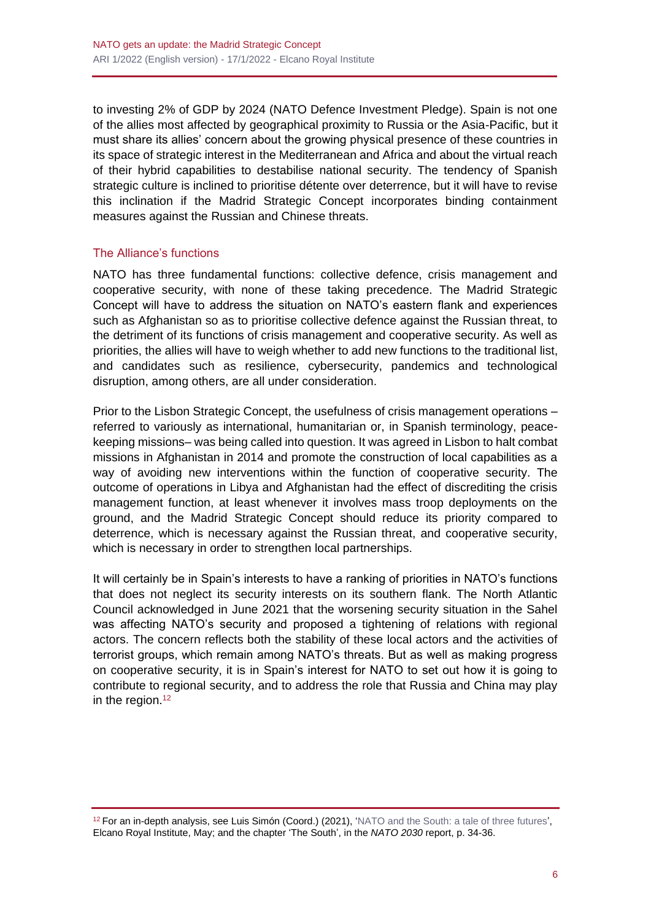to investing 2% of GDP by 2024 (NATO Defence Investment Pledge). Spain is not one of the allies most affected by geographical proximity to Russia or the Asia-Pacific, but it must share its allies' concern about the growing physical presence of these countries in its space of strategic interest in the Mediterranean and Africa and about the virtual reach of their hybrid capabilities to destabilise national security. The tendency of Spanish strategic culture is inclined to prioritise détente over deterrence, but it will have to revise this inclination if the Madrid Strategic Concept incorporates binding containment measures against the Russian and Chinese threats.

## The Alliance's functions

NATO has three fundamental functions: collective defence, crisis management and cooperative security, with none of these taking precedence. The Madrid Strategic Concept will have to address the situation on NATO's eastern flank and experiences such as Afghanistan so as to prioritise collective defence against the Russian threat, to the detriment of its functions of crisis management and cooperative security. As well as priorities, the allies will have to weigh whether to add new functions to the traditional list, and candidates such as resilience, cybersecurity, pandemics and technological disruption, among others, are all under consideration.

Prior to the Lisbon Strategic Concept, the usefulness of crisis management operations – referred to variously as international, humanitarian or, in Spanish terminology, peace-keeping missions– was being called into question. It was agreed in Lisbon to halt combat missions in Afghanistan in 2014 and promote the construction of local capabilities as a way of avoiding new interventions within the function of cooperative security. The outcome of operations in Libya and Afghanistan had the effect of discrediting the crisis management function, at least whenever it involves mass troop deployments on the ground, and the Madrid Strategic Concept should reduce its priority compared to deterrence, which is necessary against the Russian threat, and cooperative security, which is necessary in order to strengthen local partnerships.

It will certainly be in Spain's interests to have a ranking of priorities in NATO's functions that does not neglect its security interests on its southern flank. The North Atlantic Council acknowledged in June 2021 that the worsening security situation in the Sahel was affecting NATO's security and proposed a tightening of relations with regional actors. The concern reflects both the stability of these local actors and the activities of terrorist groups, which remain among NATO's threats. But as well as making progress on cooperative security, it is in Spain's interest for NATO to set out how it is going to contribute to regional security, and to address the role that Russia and China may play in the region.[12]

---

[12] For an in-depth analysis, see Luis Simón (Coord.) (2021), 'NATO and the South: a tale of three futures', Elcano Royal Institute, May; and the chapter 'The South', in the *NATO 2030* report, p. 34-36.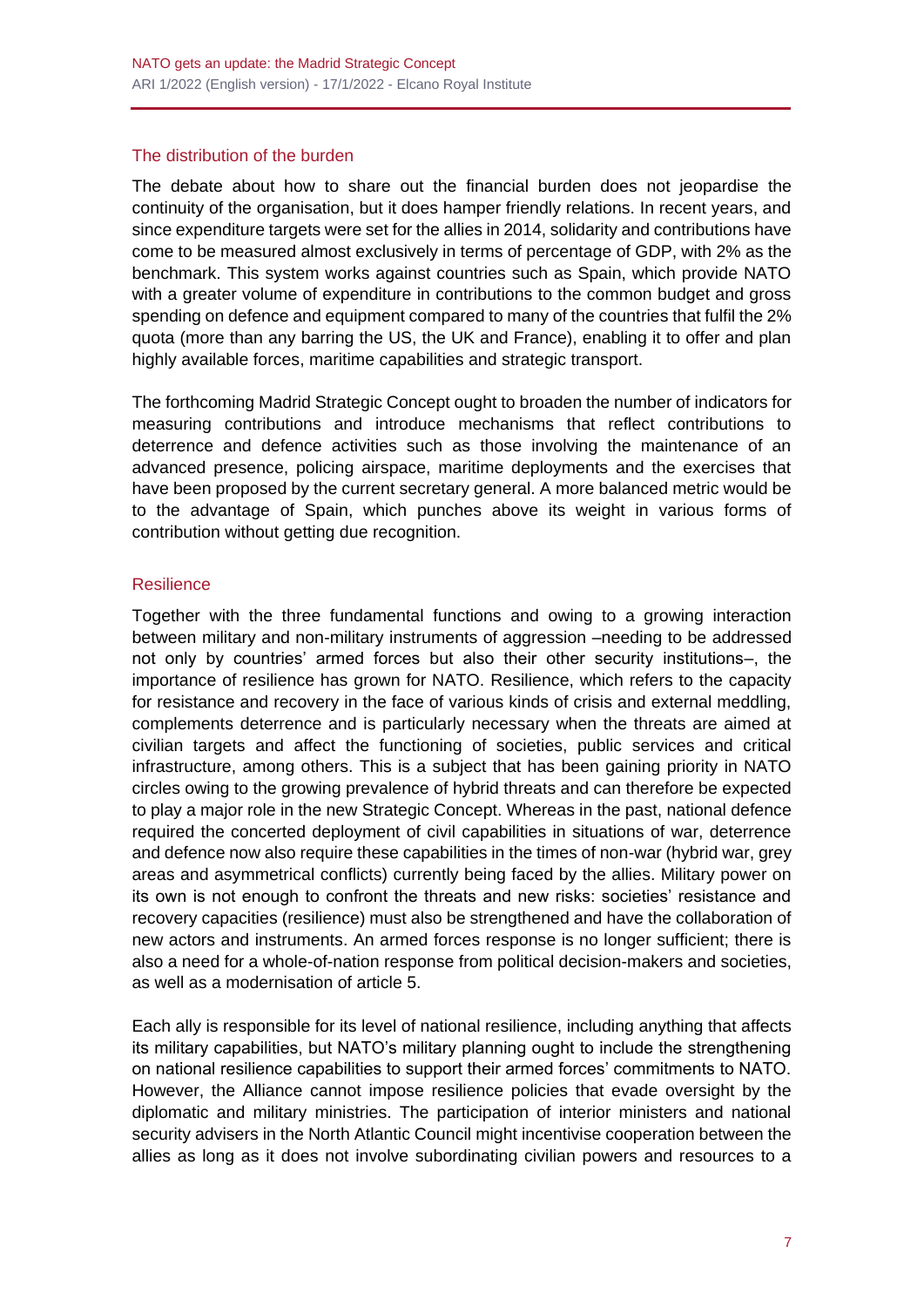## The distribution of the burden

The debate about how to share out the financial burden does not jeopardise the continuity of the organisation, but it does hamper friendly relations. In recent years, and since expenditure targets were set for the allies in 2014, solidarity and contributions have come to be measured almost exclusively in terms of percentage of GDP, with 2% as the benchmark. This system works against countries such as Spain, which provide NATO with a greater volume of expenditure in contributions to the common budget and gross spending on defence and equipment compared to many of the countries that fulfil the 2% quota (more than any barring the US, the UK and France), enabling it to offer and plan highly available forces, maritime capabilities and strategic transport.

The forthcoming Madrid Strategic Concept ought to broaden the number of indicators for measuring contributions and introduce mechanisms that reflect contributions to deterrence and defence activities such as those involving the maintenance of an advanced presence, policing airspace, maritime deployments and the exercises that have been proposed by the current secretary general. A more balanced metric would be to the advantage of Spain, which punches above its weight in various forms of contribution without getting due recognition.

## Resilience

Together with the three fundamental functions and owing to a growing interaction between military and non-military instruments of aggression –needing to be addressed not only by countries' armed forces but also their other security institutions–, the importance of resilience has grown for NATO. Resilience, which refers to the capacity for resistance and recovery in the face of various kinds of crisis and external meddling, complements deterrence and is particularly necessary when the threats are aimed at civilian targets and affect the functioning of societies, public services and critical infrastructure, among others. This is a subject that has been gaining priority in NATO circles owing to the growing prevalence of hybrid threats and can therefore be expected to play a major role in the new Strategic Concept. Whereas in the past, national defence required the concerted deployment of civil capabilities in situations of war, deterrence and defence now also require these capabilities in the times of non-war (hybrid war, grey areas and asymmetrical conflicts) currently being faced by the allies. Military power on its own is not enough to confront the threats and new risks: societies' resistance and recovery capacities (resilience) must also be strengthened and have the collaboration of new actors and instruments. An armed forces response is no longer sufficient; there is also a need for a whole-of-nation response from political decision-makers and societies, as well as a modernisation of article 5.

Each ally is responsible for its level of national resilience, including anything that affects its military capabilities, but NATO's military planning ought to include the strengthening on national resilience capabilities to support their armed forces' commitments to NATO. However, the Alliance cannot impose resilience policies that evade oversight by the diplomatic and military ministries. The participation of interior ministers and national security advisers in the North Atlantic Council might incentivise cooperation between the allies as long as it does not involve subordinating civilian powers and resources to a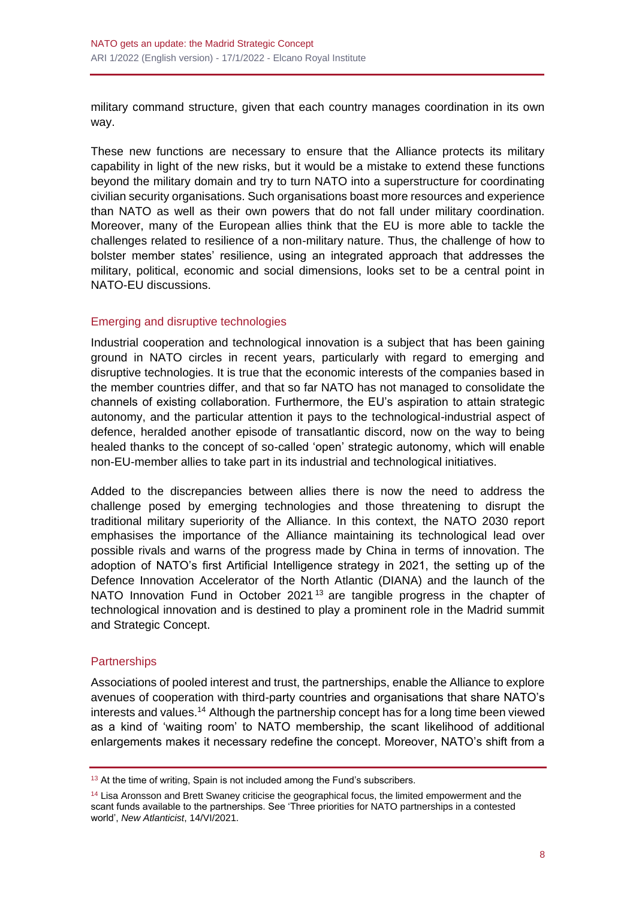military command structure, given that each country manages coordination in its own way.

These new functions are necessary to ensure that the Alliance protects its military capability in light of the new risks, but it would be a mistake to extend these functions beyond the military domain and try to turn NATO into a superstructure for coordinating civilian security organisations. Such organisations boast more resources and experience than NATO as well as their own powers that do not fall under military coordination. Moreover, many of the European allies think that the EU is more able to tackle the challenges related to resilience of a non-military nature. Thus, the challenge of how to bolster member states' resilience, using an integrated approach that addresses the military, political, economic and social dimensions, looks set to be a central point in NATO-EU discussions.

## Emerging and disruptive technologies

Industrial cooperation and technological innovation is a subject that has been gaining ground in NATO circles in recent years, particularly with regard to emerging and disruptive technologies. It is true that the economic interests of the companies based in the member countries differ, and that so far NATO has not managed to consolidate the channels of existing collaboration. Furthermore, the EU's aspiration to attain strategic autonomy, and the particular attention it pays to the technological-industrial aspect of defence, heralded another episode of transatlantic discord, now on the way to being healed thanks to the concept of so-called 'open' strategic autonomy, which will enable non-EU-member allies to take part in its industrial and technological initiatives.

Added to the discrepancies between allies there is now the need to address the challenge posed by emerging technologies and those threatening to disrupt the traditional military superiority of the Alliance. In this context, the NATO 2030 report emphasises the importance of the Alliance maintaining its technological lead over possible rivals and warns of the progress made by China in terms of innovation. The adoption of NATO's first Artificial Intelligence strategy in 2021, the setting up of the Defence Innovation Accelerator of the North Atlantic (DIANA) and the launch of the NATO Innovation Fund in October 2021[13] are tangible progress in the chapter of technological innovation and is destined to play a prominent role in the Madrid summit and Strategic Concept.

## Partnerships

Associations of pooled interest and trust, the partnerships, enable the Alliance to explore avenues of cooperation with third-party countries and organisations that share NATO's interests and values.[14] Although the partnership concept has for a long time been viewed as a kind of 'waiting room' to NATO membership, the scant likelihood of additional enlargements makes it necessary redefine the concept. Moreover, NATO's shift from a

---

[13] At the time of writing, Spain is not included among the Fund's subscribers.

[14] Lisa Aronsson and Brett Swaney criticise the geographical focus, the limited empowerment and the scant funds available to the partnerships. See 'Three priorities for NATO partnerships in a contested world', *New Atlanticist*, 14/VI/2021.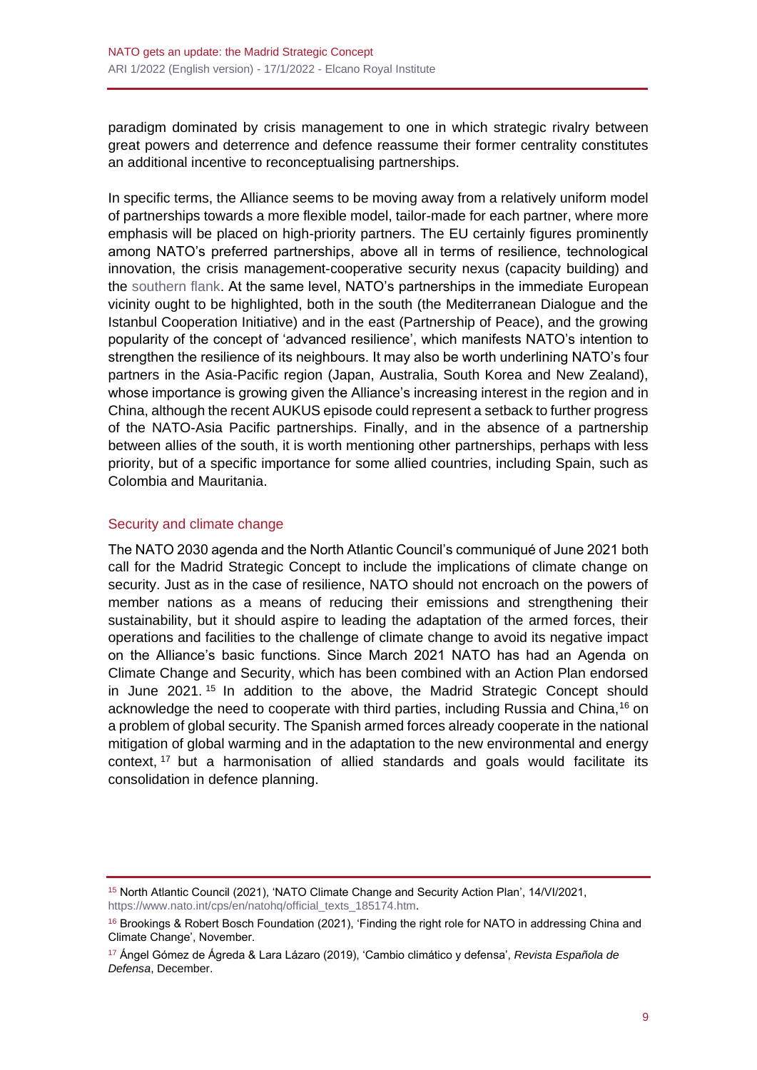paradigm dominated by crisis management to one in which strategic rivalry between great powers and deterrence and defence reassume their former centrality constitutes an additional incentive to reconceptualising partnerships.

In specific terms, the Alliance seems to be moving away from a relatively uniform model of partnerships towards a more flexible model, tailor-made for each partner, where more emphasis will be placed on high-priority partners. The EU certainly figures prominently among NATO's preferred partnerships, above all in terms of resilience, technological innovation, the crisis management-cooperative security nexus (capacity building) and the southern flank. At the same level, NATO's partnerships in the immediate European vicinity ought to be highlighted, both in the south (the Mediterranean Dialogue and the Istanbul Cooperation Initiative) and in the east (Partnership of Peace), and the growing popularity of the concept of 'advanced resilience', which manifests NATO's intention to strengthen the resilience of its neighbours. It may also be worth underlining NATO's four partners in the Asia-Pacific region (Japan, Australia, South Korea and New Zealand), whose importance is growing given the Alliance's increasing interest in the region and in China, although the recent AUKUS episode could represent a setback to further progress of the NATO-Asia Pacific partnerships. Finally, and in the absence of a partnership between allies of the south, it is worth mentioning other partnerships, perhaps with less priority, but of a specific importance for some allied countries, including Spain, such as Colombia and Mauritania.

## Security and climate change

The NATO 2030 agenda and the North Atlantic Council's communiqué of June 2021 both call for the Madrid Strategic Concept to include the implications of climate change on security. Just as in the case of resilience, NATO should not encroach on the powers of member nations as a means of reducing their emissions and strengthening their sustainability, but it should aspire to leading the adaptation of the armed forces, their operations and facilities to the challenge of climate change to avoid its negative impact on the Alliance's basic functions. Since March 2021 NATO has had an Agenda on Climate Change and Security, which has been combined with an Action Plan endorsed in June 2021.[15] In addition to the above, the Madrid Strategic Concept should acknowledge the need to cooperate with third parties, including Russia and China,[16] on a problem of global security. The Spanish armed forces already cooperate in the national mitigation of global warming and in the adaptation to the new environmental and energy context,[17] but a harmonisation of allied standards and goals would facilitate its consolidation in defence planning.

---

[15] North Atlantic Council (2021), 'NATO Climate Change and Security Action Plan', 14/VI/2021, https://www.nato.int/cps/en/natohq/official_texts_185174.htm.

[16] Brookings & Robert Bosch Foundation (2021), 'Finding the right role for NATO in addressing China and Climate Change', November.

[17] Ángel Gómez de Ágreda & Lara Lázaro (2019), 'Cambio climático y defensa', *Revista Española de Defensa*, December.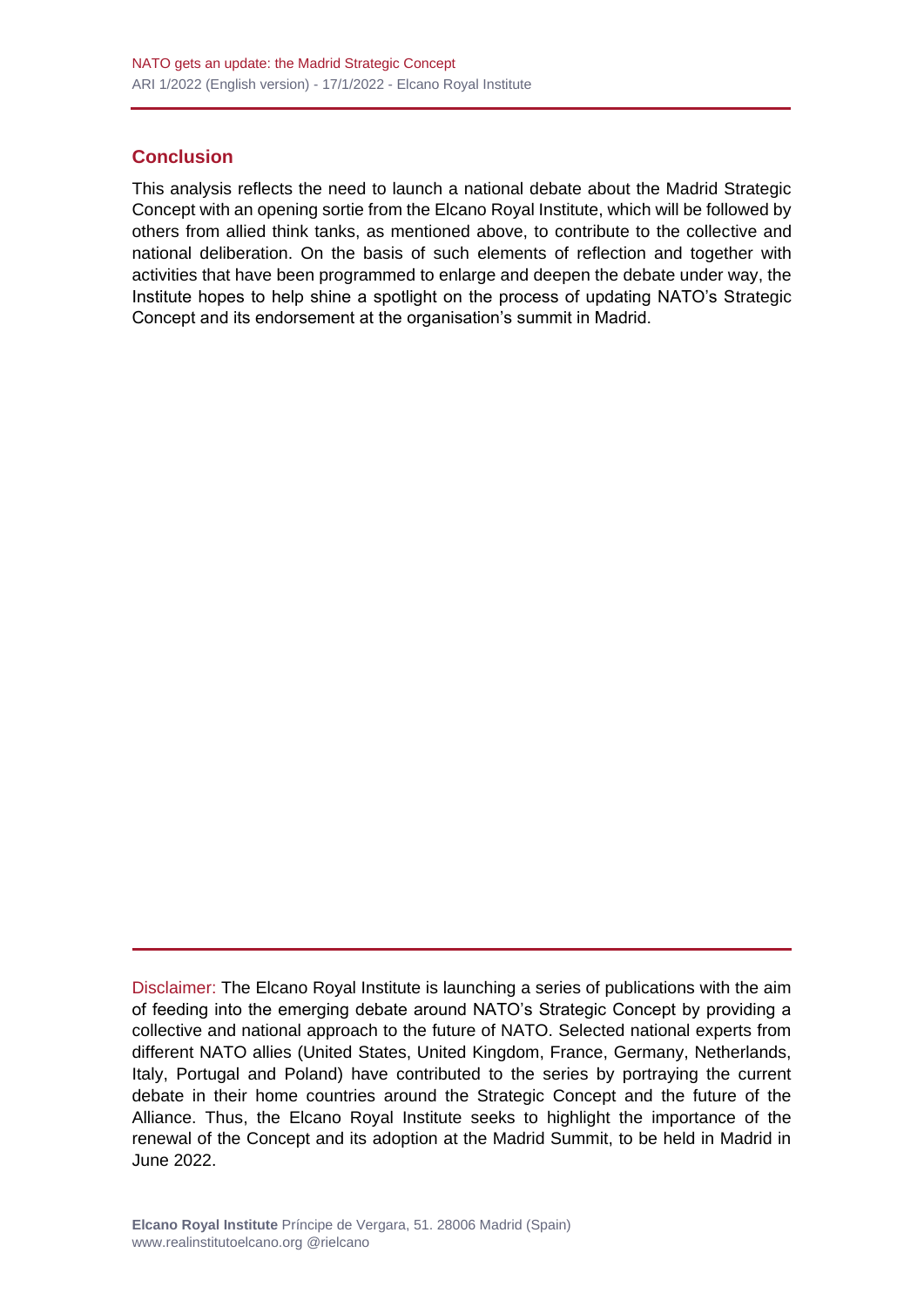## Conclusion

This analysis reflects the need to launch a national debate about the Madrid Strategic Concept with an opening sortie from the Elcano Royal Institute, which will be followed by others from allied think tanks, as mentioned above, to contribute to the collective and national deliberation. On the basis of such elements of reflection and together with activities that have been programmed to enlarge and deepen the debate under way, the Institute hopes to help shine a spotlight on the process of updating NATO's Strategic Concept and its endorsement at the organisation's summit in Madrid.

---

Disclaimer: The Elcano Royal Institute is launching a series of publications with the aim of feeding into the emerging debate around NATO's Strategic Concept by providing a collective and national approach to the future of NATO. Selected national experts from different NATO allies (United States, United Kingdom, France, Germany, Netherlands, Italy, Portugal and Poland) have contributed to the series by portraying the current debate in their home countries around the Strategic Concept and the future of the Alliance. Thus, the Elcano Royal Institute seeks to highlight the importance of the renewal of the Concept and its adoption at the Madrid Summit, to be held in Madrid in June 2022.